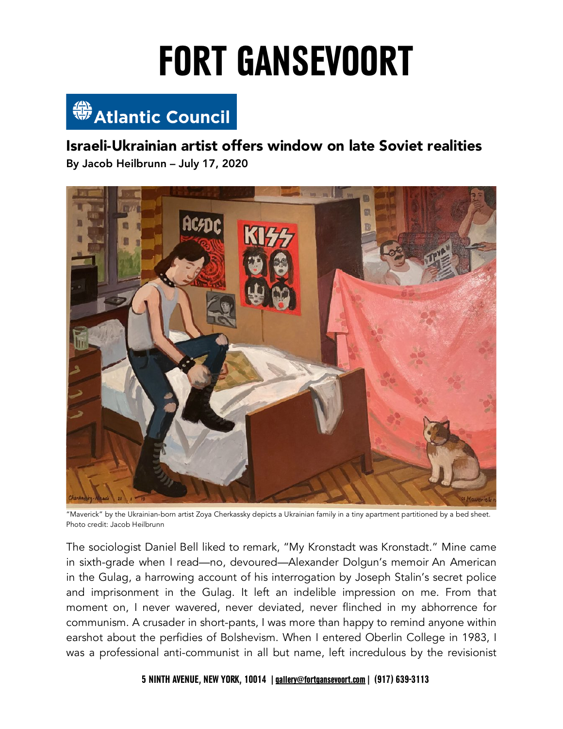# FORT GANSEVOORT

Atlantic Council

## Israeli-Ukrainian artist offers window on late Soviet realities

**By Jacob Heilbrunn – July 17, 2020**

"Maverick" by the Ukrainian-born artist Zoya Cherkassky depicts a Ukrainian family in a tiny apartment partitioned by a bed sheet. Photo credit: Jacob Heilbrunn

The sociologist Daniel Bell liked to remark, "My Kronstadt was Kronstadt." Mine came in sixth-grade when I read—no, devoured—Alexander Dolgun's memoir An American in the Gulag, a harrowing account of his interrogation by Joseph Stalin's secret police and imprisonment in the Gulag. It left an indelible impression on me. From that moment on, I never wavered, never deviated, never flinched in my abhorrence for communism. A crusader in short-pants, I was more than happy to remind anyone within earshot about the perfidies of Bolshevism. When I entered Oberlin College in 1983, I was a professional anti-communist in all but name, left incredulous by the revisionist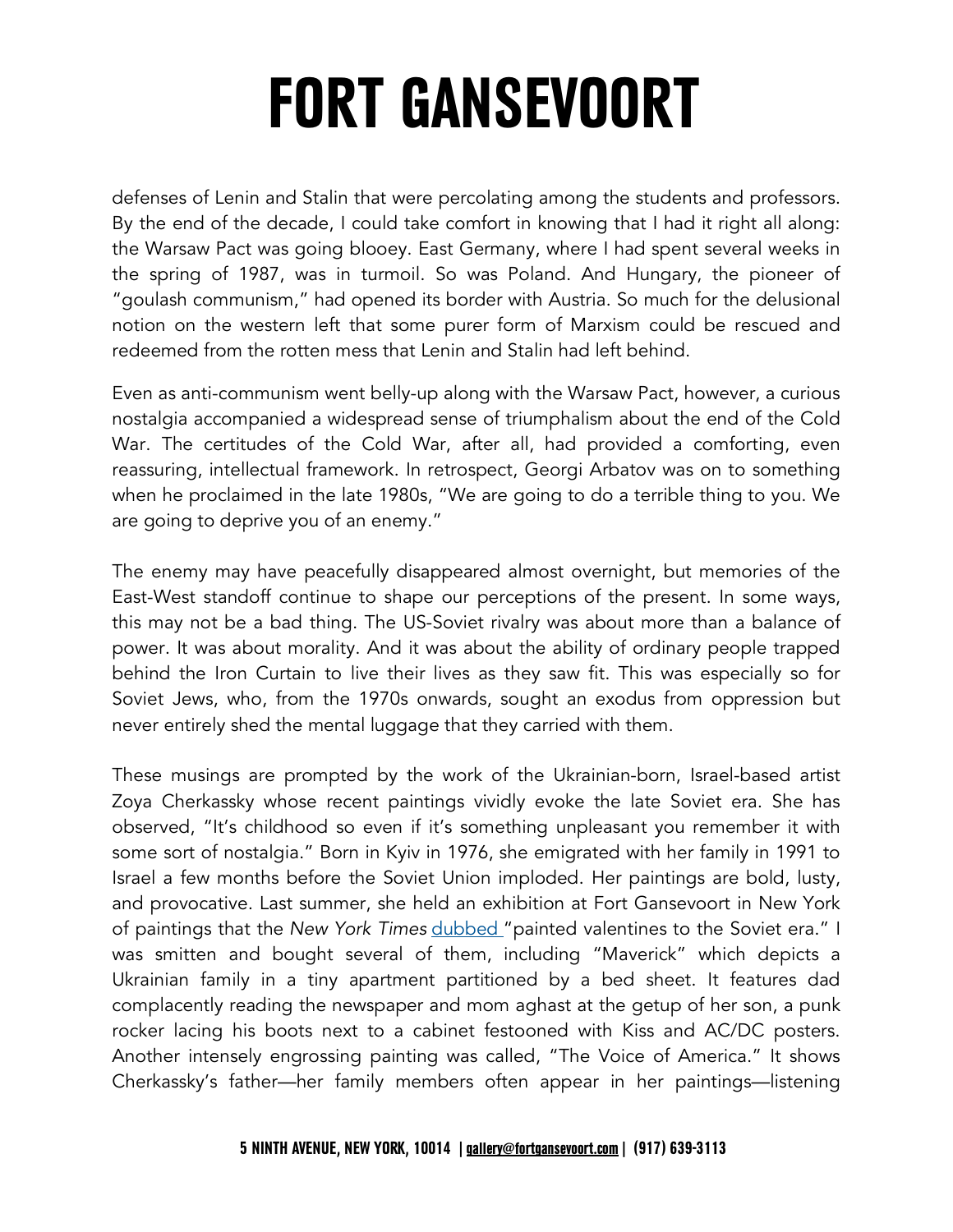defenses of Lenin and Stalin that were percolating among the students and professors. By the end of the decade, I could take comfort in knowing that I had it right all along: the Warsaw Pact was going blooey. East Germany, where I had spent several weeks in the spring of 1987, was in turmoil. So was Poland. And Hungary, the pioneer of "goulash communism," had opened its border with Austria. So much for the delusional notion on the western left that some purer form of Marxism could be rescued and redeemed from the rotten mess that Lenin and Stalin had left behind.

Even as anti-communism went belly-up along with the Warsaw Pact, however, a curious nostalgia accompanied a widespread sense of triumphalism about the end of the Cold War. The certitudes of the Cold War, after all, had provided a comforting, even reassuring, intellectual framework. In retrospect, Georgi Arbatov was on to something when he proclaimed in the late 1980s, "We are going to do a terrible thing to you. We are going to deprive you of an enemy."

The enemy may have peacefully disappeared almost overnight, but memories of the East-West standoff continue to shape our perceptions of the present. In some ways, this may not be a bad thing. The US-Soviet rivalry was about more than a balance of power. It was about morality. And it was about the ability of ordinary people trapped behind the Iron Curtain to live their lives as they saw fit. This was especially so for Soviet Jews, who, from the 1970s onwards, sought an exodus from oppression but never entirely shed the mental luggage that they carried with them.

These musings are prompted by the work of the Ukrainian-born, Israel-based artist Zoya Cherkassky whose recent paintings vividly evoke the late Soviet era. She has observed, "It's childhood so even if it's something unpleasant you remember it with some sort of nostalgia." Born in Kyiv in 1976, she emigrated with her family in 1991 to Israel a few months before the Soviet Union imploded. Her paintings are bold, lusty, and provocative. Last summer, she held an exhibition at Fort Gansevoort in New York of paintings that the *New York Times* dubbed "painted valentines to the Soviet era." I was smitten and bought several of them, including "Maverick" which depicts a Ukrainian family in a tiny apartment partitioned by a bed sheet. It features dad complacently reading the newspaper and mom aghast at the getup of her son, a punk rocker lacing his boots next to a cabinet festooned with Kiss and AC/DC posters. Another intensely engrossing painting was called, "The Voice of America." It shows Cherkassky's father—her family members often appear in her paintings—listening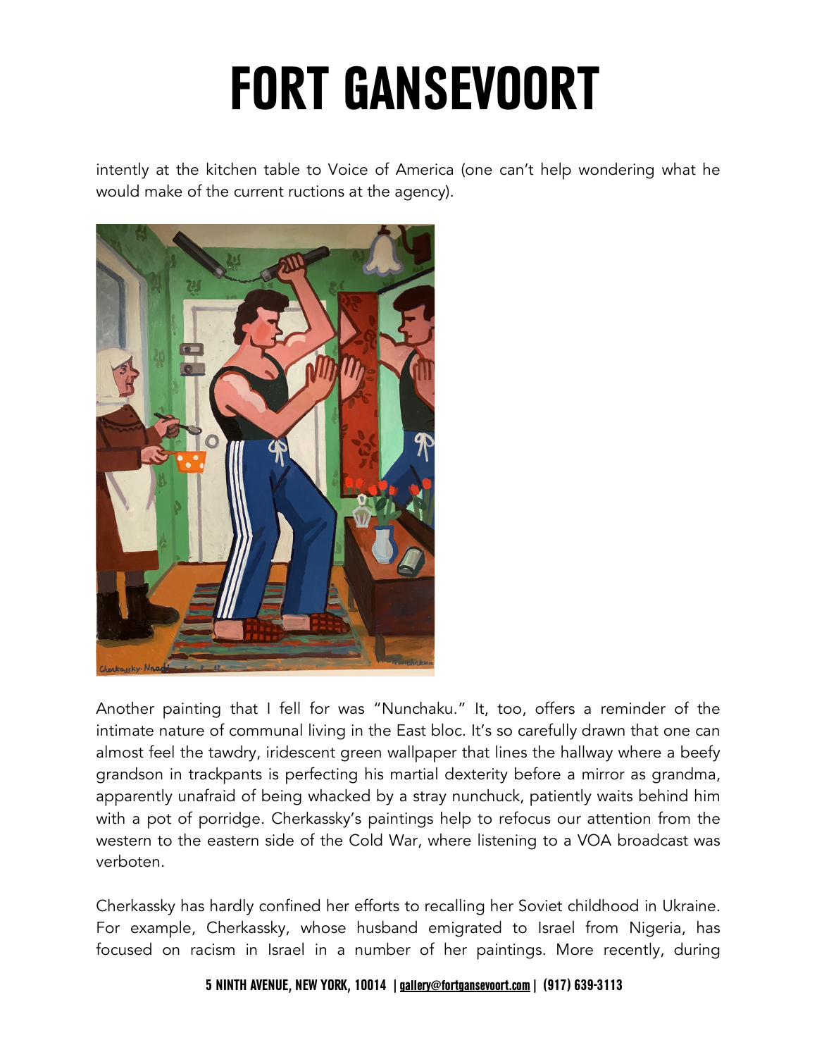intently at the kitchen table to Voice of America (one can't help wondering what he would make of the current ructions at the agency).

Another painting that I fell for was "Nunchaku." It, too, offers a reminder of the intimate nature of communal living in the East bloc. It's so carefully drawn that one can almost feel the tawdry, iridescent green wallpaper that lines the hallway where a beefy grandson in trackpants is perfecting his martial dexterity before a mirror as grandma, apparently unafraid of being whacked by a stray nunchuck, patiently waits behind him with a pot of porridge. Cherkassky's paintings help to refocus our attention from the western to the eastern side of the Cold War, where listening to a VOA broadcast was verboten.

Cherkassky has hardly confined her efforts to recalling her Soviet childhood in Ukraine. For example, Cherkassky, whose husband emigrated to Israel from Nigeria, has focused on racism in Israel in a number of her paintings. More recently, during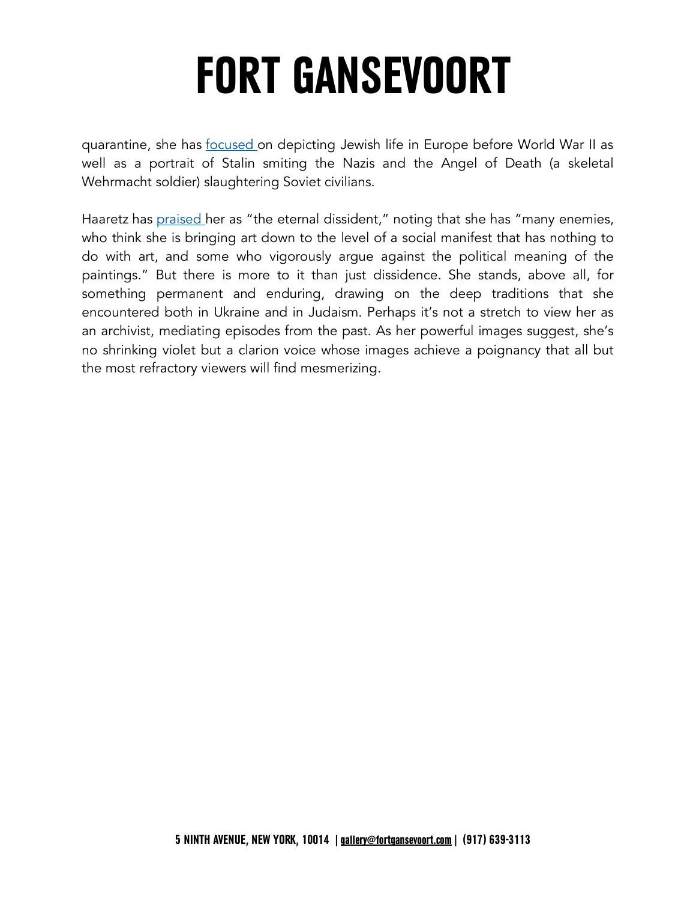quarantine, she has focused on depicting Jewish life in Europe before World War II as well as a portrait of Stalin smiting the Nazis and the Angel of Death (a skeletal Wehrmacht soldier) slaughtering Soviet civilians.

Haaretz has praised her as "the eternal dissident," noting that she has "many enemies, who think she is bringing art down to the level of a social manifest that has nothing to do with art, and some who vigorously argue against the political meaning of the paintings." But there is more to it than just dissidence. She stands, above all, for something permanent and enduring, drawing on the deep traditions that she encountered both in Ukraine and in Judaism. Perhaps it's not a stretch to view her as an archivist, mediating episodes from the past. As her powerful images suggest, she's no shrinking violet but a clarion voice whose images achieve a poignancy that all but the most refractory viewers will find mesmerizing.